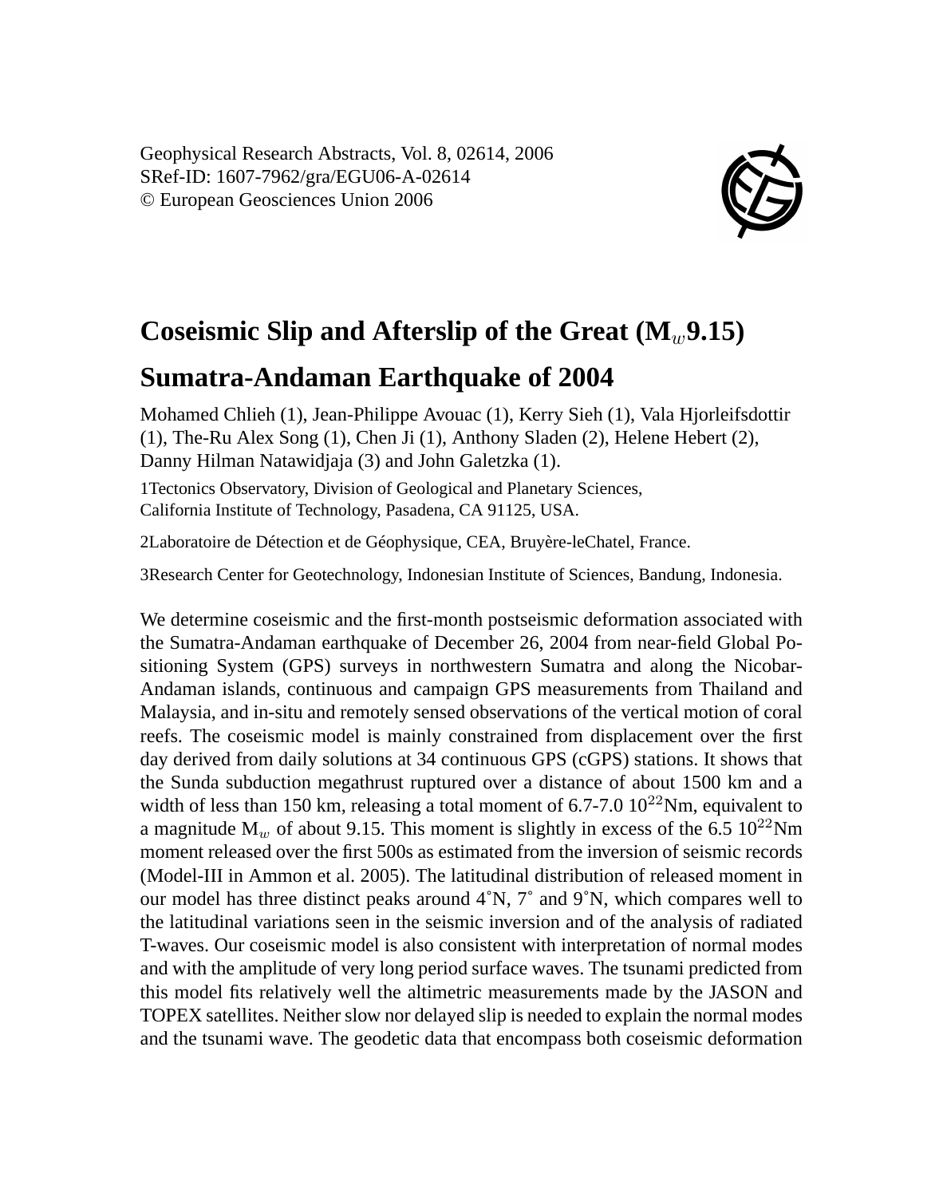Geophysical Research Abstracts, Vol. 8, 02614, 2006
SRef-ID: 1607-7962/gra/EGU06-A-02614
© European Geosciences Union 2006

# Coseismic Slip and Afterslip of the Great ($M_w$9.15) Sumatra-Andaman Earthquake of 2004

Mohamed Chlieh (1), Jean-Philippe Avouac (1), Kerry Sieh (1), Vala Hjorleifsdottir (1), The-Ru Alex Song (1), Chen Ji (1), Anthony Sladen (2), Helene Hebert (2), Danny Hilman Natawidjaja (3) and John Galetzka (1).

1Tectonics Observatory, Division of Geological and Planetary Sciences, California Institute of Technology, Pasadena, CA 91125, USA.

2Laboratoire de Détection et de Géophysique, CEA, Bruyère-leChatel, France.

3Research Center for Geotechnology, Indonesian Institute of Sciences, Bandung, Indonesia.

We determine coseismic and the first-month postseismic deformation associated with the Sumatra-Andaman earthquake of December 26, 2004 from near-field Global Positioning System (GPS) surveys in northwestern Sumatra and along the Nicobar-Andaman islands, continuous and campaign GPS measurements from Thailand and Malaysia, and in-situ and remotely sensed observations of the vertical motion of coral reefs. The coseismic model is mainly constrained from displacement over the first day derived from daily solutions at 34 continuous GPS (cGPS) stations. It shows that the Sunda subduction megathrust ruptured over a distance of about 1500 km and a width of less than 150 km, releasing a total moment of 6.7-7.0 $10^{22}$Nm, equivalent to a magnitude $M_w$ of about 9.15. This moment is slightly in excess of the 6.5 $10^{22}$Nm moment released over the first 500s as estimated from the inversion of seismic records (Model-III in Ammon et al. 2005). The latitudinal distribution of released moment in our model has three distinct peaks around 4°N, 7° and 9°N, which compares well to the latitudinal variations seen in the seismic inversion and of the analysis of radiated T-waves. Our coseismic model is also consistent with interpretation of normal modes and with the amplitude of very long period surface waves. The tsunami predicted from this model fits relatively well the altimetric measurements made by the JASON and TOPEX satellites. Neither slow nor delayed slip is needed to explain the normal modes and the tsunami wave. The geodetic data that encompass both coseismic deformation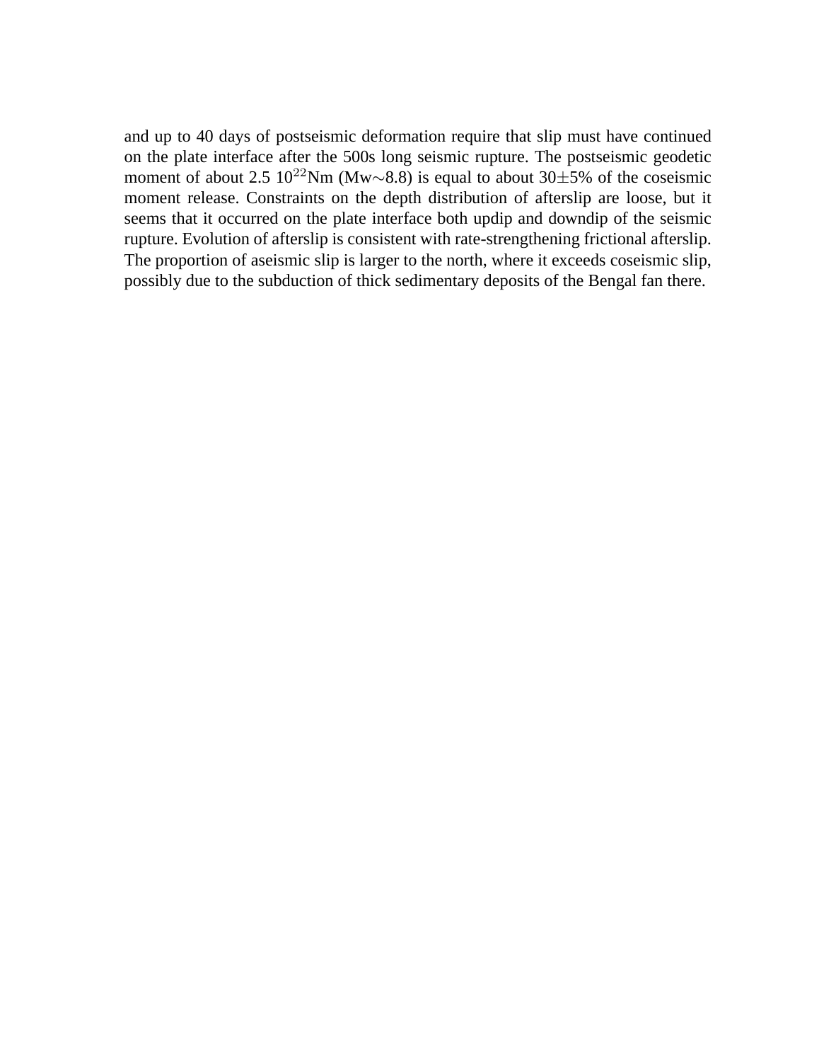and up to 40 days of postseismic deformation require that slip must have continued on the plate interface after the 500s long seismic rupture. The postseismic geodetic moment of about 2.5 $10^{22}$Nm (Mw$\sim$8.8) is equal to about 30$\pm$5% of the coseismic moment release. Constraints on the depth distribution of afterslip are loose, but it seems that it occurred on the plate interface both updip and downdip of the seismic rupture. Evolution of afterslip is consistent with rate-strengthening frictional afterslip. The proportion of aseismic slip is larger to the north, where it exceeds coseismic slip, possibly due to the subduction of thick sedimentary deposits of the Bengal fan there.